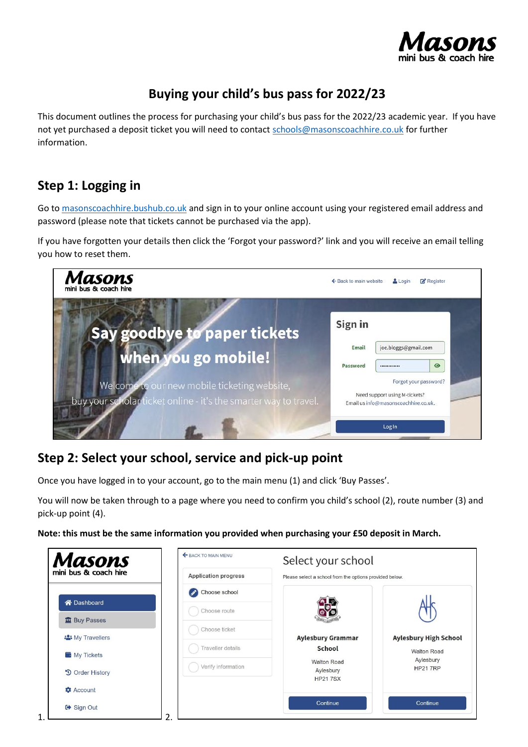# Buying your child's bus pass for 2022/23

This document outlines the process for purchasing your child's bus pass for the 2022/23 academic year. If you have not yet purchased a deposit ticket you will need to contact schools@masonscoachhire.co.uk for further information.

## Step 1: Logging in

Go to masonscoachhire.bushub.co.uk and sign in to your online account using your registered email address and password (please note that tickets cannot be purchased via the app).

If you have forgotten your details then click the 'Forgot your password?' link and you will receive an email telling you how to reset them.

## Step 2: Select your school, service and pick-up point

Once you have logged in to your account, go to the main menu (1) and click 'Buy Passes'.

You will now be taken through to a page where you need to confirm you child's school (2), route number (3) and pick-up point (4).

**Note: this must be the same information you provided when purchasing your £50 deposit in March.**

1.

2.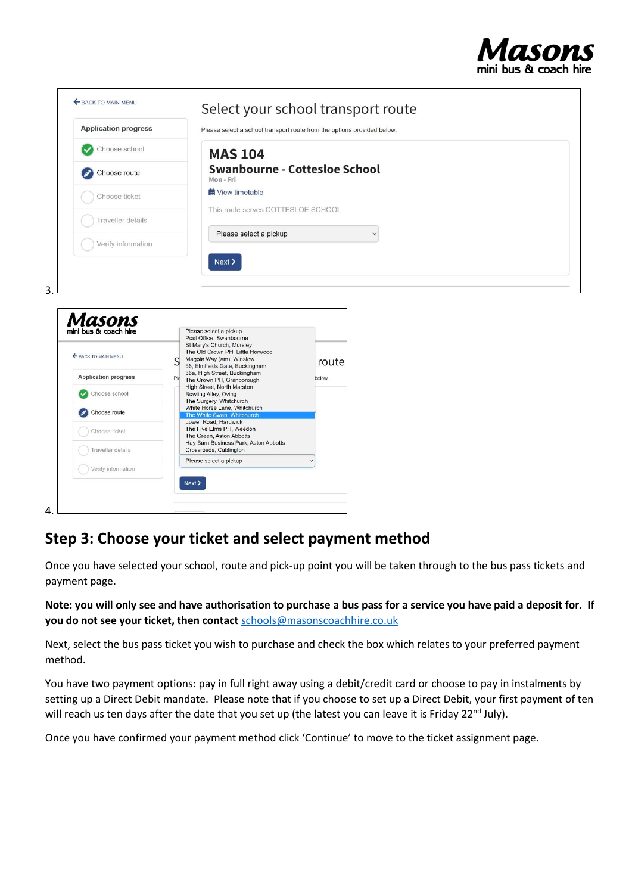3.

BACK TO MAIN MENU

Application progress
- Choose school
- Choose route
- Choose ticket
- Traveller details
- Verify information

Select your school transport route

Please select a school transport route from the options provided below.

**MAS 104**
**Swanbourne - Cottesloe School**
Mon - Fri
View timetable

This route serves COTTESLOE SCHOOL

Please select a pickup

Next >

4.

Masons mini bus & coach hire

BACK TO MAIN MENU

Application progress
- Choose school
- Choose route
- Choose ticket
- Traveller details
- Verify information

Please select a pickup
Post Office, Swanbourne
St Mary's Church, Mursley
The Old Crown PH, Little Horwood
Magpie Way (am), Winslow
56, Elmfields Gate, Buckingham
36a, High Street, Buckingham
The Crown PH, Granborough
High Street, North Marston
Bowling Alley, Oving
The Surgery, Whitchurch
White Horse Lane, Whitchurch
The White Swan, Whitchurch
Lower Road, Hardwick
The Five Elms PH, Weedon
The Green, Aston Abbotts
Hay Barn Business Park, Aston Abbotts
Crossroads, Cublington

Please select a pickup

Next >

## Step 3: Choose your ticket and select payment method

Once you have selected your school, route and pick-up point you will be taken through to the bus pass tickets and payment page.

**Note: you will only see and have authorisation to purchase a bus pass for a service you have paid a deposit for. If you do not see your ticket, then contact** schools@masonscoachhire.co.uk

Next, select the bus pass ticket you wish to purchase and check the box which relates to your preferred payment method.

You have two payment options: pay in full right away using a debit/credit card or choose to pay in instalments by setting up a Direct Debit mandate. Please note that if you choose to set up a Direct Debit, your first payment of ten will reach us ten days after the date that you set up (the latest you can leave it is Friday 22nd July).

Once you have confirmed your payment method click 'Continue' to move to the ticket assignment page.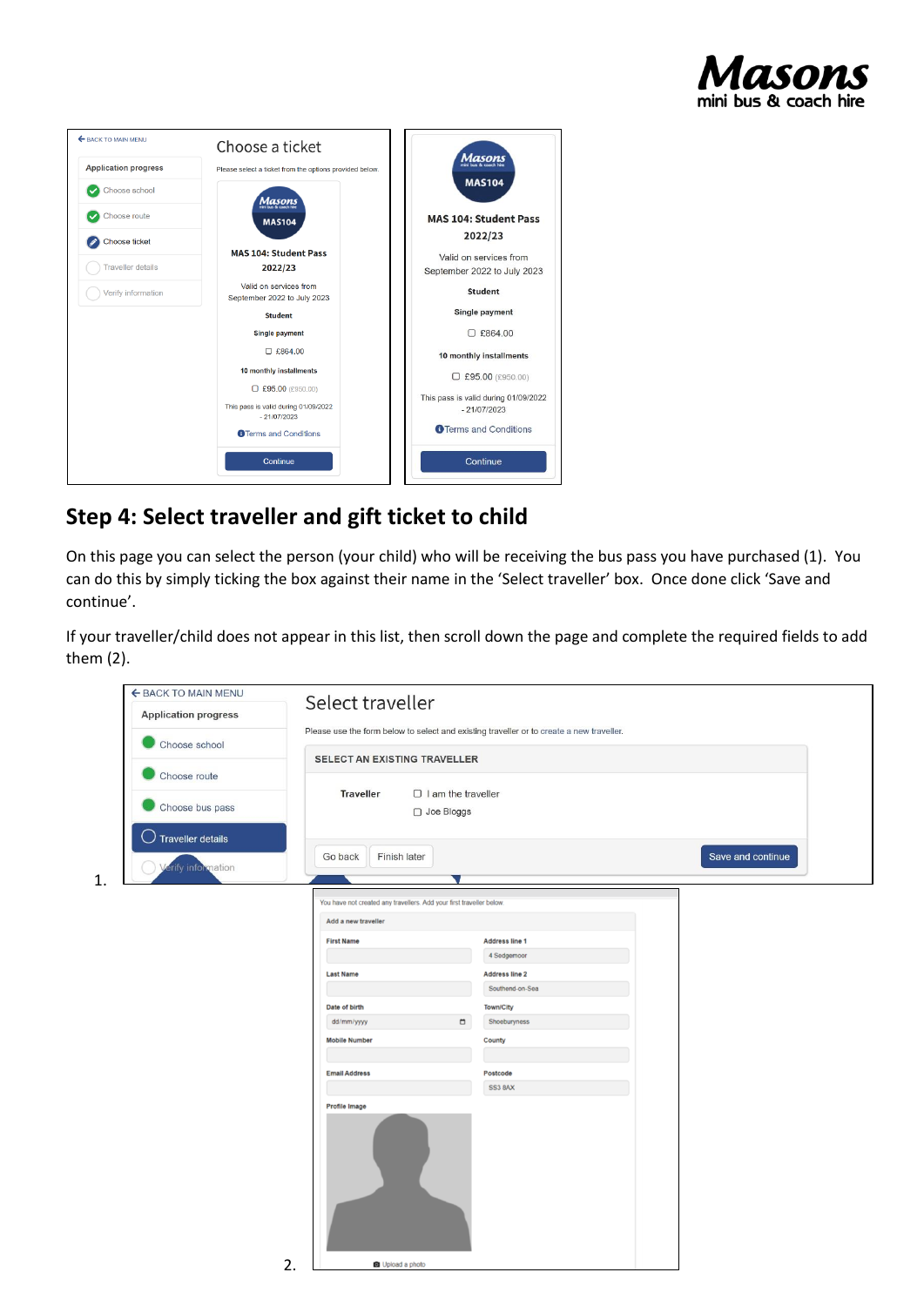## Step 4: Select traveller and gift ticket to child

On this page you can select the person (your child) who will be receiving the bus pass you have purchased (1). You can do this by simply ticking the box against their name in the 'Select traveller' box. Once done click 'Save and continue'.

If your traveller/child does not appear in this list, then scroll down the page and complete the required fields to add them (2).

1.

2.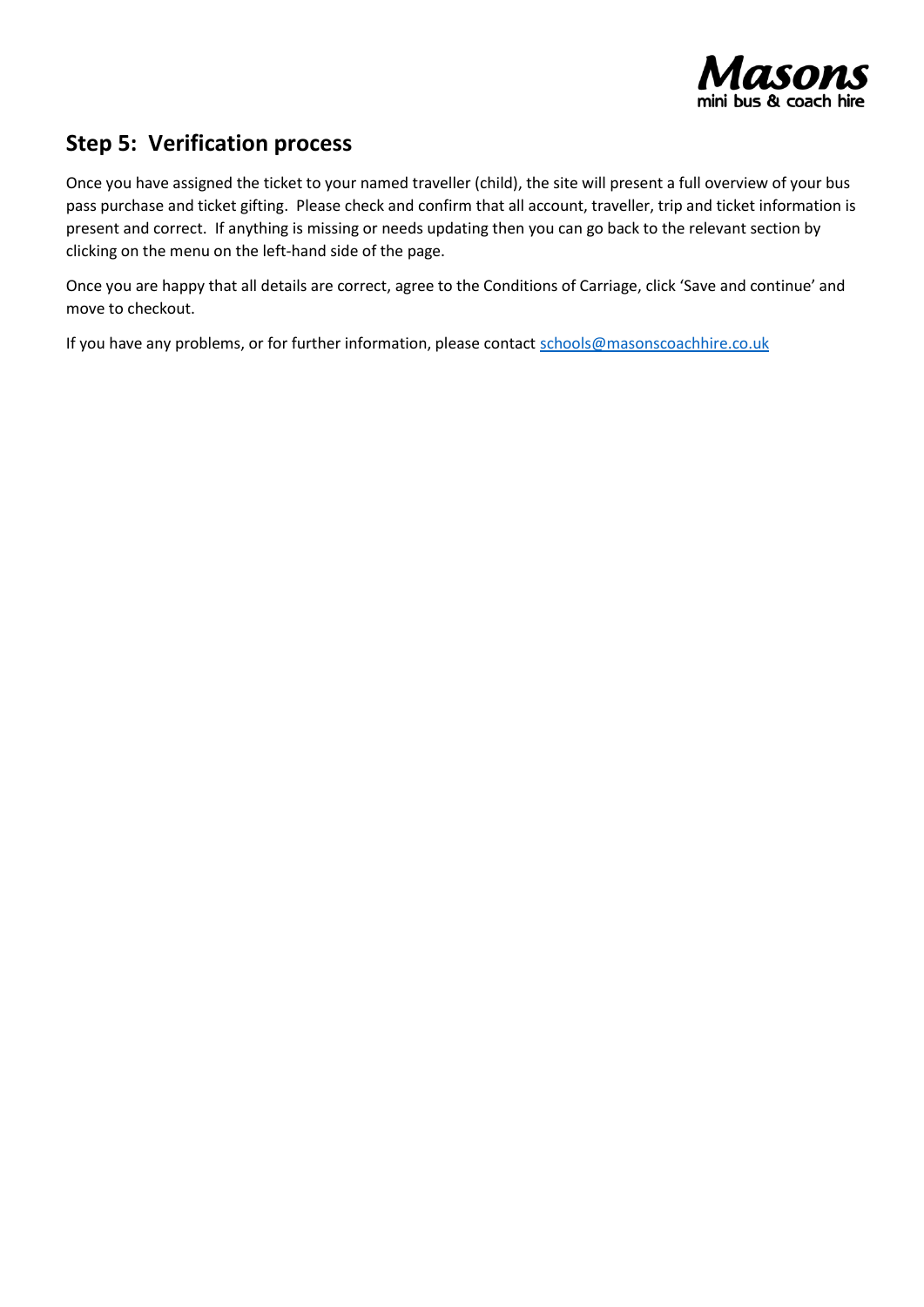## Step 5: Verification process

Once you have assigned the ticket to your named traveller (child), the site will present a full overview of your bus pass purchase and ticket gifting. Please check and confirm that all account, traveller, trip and ticket information is present and correct. If anything is missing or needs updating then you can go back to the relevant section by clicking on the menu on the left-hand side of the page.

Once you are happy that all details are correct, agree to the Conditions of Carriage, click 'Save and continue' and move to checkout.

If you have any problems, or for further information, please contact schools@masonscoachhire.co.uk